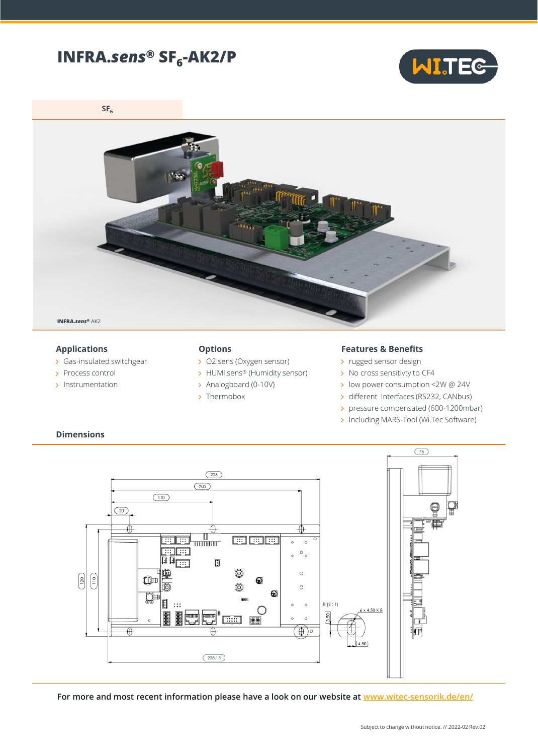# INFRA.*sens*® $SF_6$-AK2/P

$SF_6$

INFRA.*sens*® AK2

## Applications

- Gas-insulated switchgear
- Process control
- Instrumentation

## Options

- O2.sens (Oxygen sensor)
- HUMI.sens® (Humidity sensor)
- Analogboard (0-10V)
- Thermobox

## Features & Benefits

- rugged sensor design
- No cross sensitivty to CF4
- low power consumption <2W @ 24V
- different Interfaces (RS232, CANbus)
- pressure compensated (600-1200mbar)
- Including MARS-Tool (Wi.Tec Software)

## Dimensions

225, 205, 110, 20, 120, 110, 228,15, 76, B (2 : 1), 6 x 4,50 X 8, 3,50, 4,50, D

**For more and most recent information please have a look on our website at [www.witec-sensorik.de/en/](www.witec-sensorik.de/en/)**

Subject to change without notice. // 2022-02 Rev.02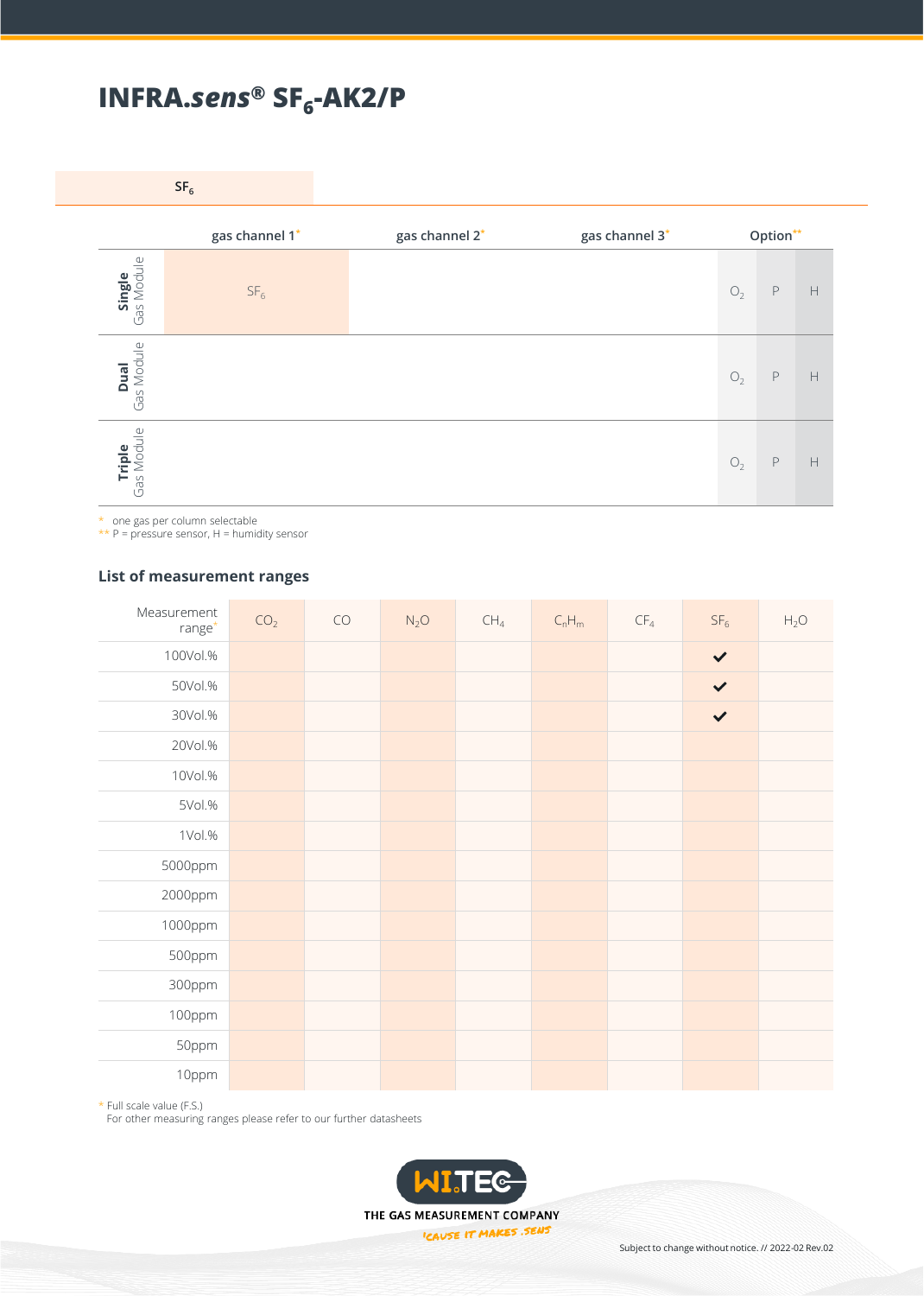# INFRA.*sens*® $SF_6$-AK2/P

| $SF_6$ |
|---|

| | gas channel 1* | gas channel 2* | gas channel 3* | Option** | | |
|---|---|---|---|---|---|---|
| **Single** Gas Module | $SF_6$ | | | $O_2$ | P | H |
| **Dual** Gas Module | | | | $O_2$ | P | H |
| **Triple** Gas Module | | | | $O_2$ | P | H |

\* one gas per column selectable
\*\* P = pressure sensor, H = humidity sensor

## List of measurement ranges

| Measurement range* | $CO_2$ | CO | $N_2O$ | $CH_4$ | $C_nH_m$ | $CF_4$ | $SF_6$ | $H_2O$ |
|---|---|---|---|---|---|---|---|---|
| 100Vol.% | | | | | | | ✔ | |
| 50Vol.% | | | | | | | ✔ | |
| 30Vol.% | | | | | | | ✔ | |
| 20Vol.% | | | | | | | | |
| 10Vol.% | | | | | | | | |
| 5Vol.% | | | | | | | | |
| 1Vol.% | | | | | | | | |
| 5000ppm | | | | | | | | |
| 2000ppm | | | | | | | | |
| 1000ppm | | | | | | | | |
| 500ppm | | | | | | | | |
| 300ppm | | | | | | | | |
| 100ppm | | | | | | | | |
| 50ppm | | | | | | | | |
| 10ppm | | | | | | | | |

\* Full scale value (F.S.)
For other measuring ranges please refer to our further datasheets

WI.TEC
THE GAS MEASUREMENT COMPANY
'CAUSE IT MAKES .SENS

Subject to change without notice. // 2022-02 Rev.02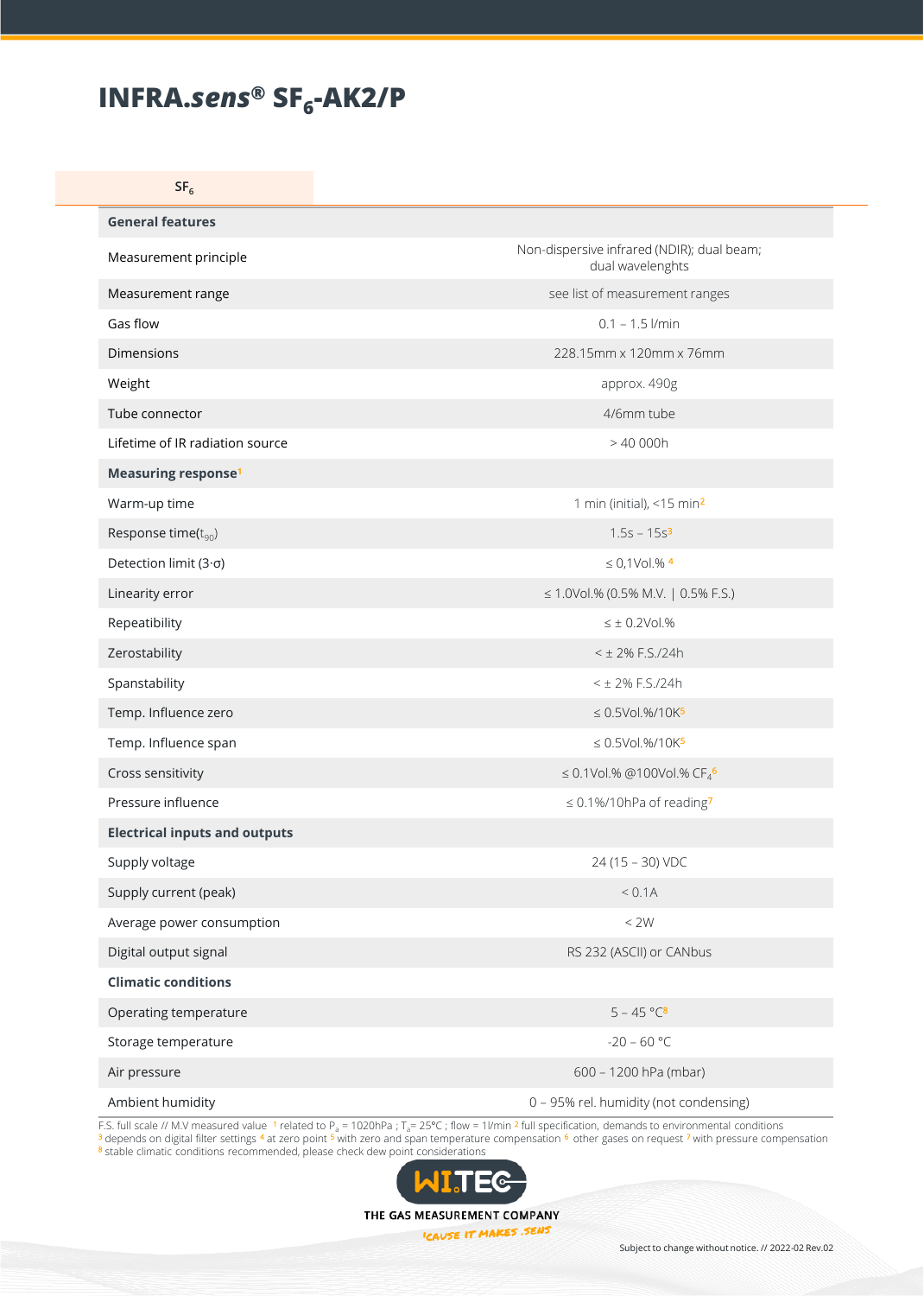# INFRA.*sens*® $SF_6$-AK2/P

| $SF_6$ | |
|---|---|
| **General features** | |
| Measurement principle | Non-dispersive infrared (NDIR); dual beam; dual wavelenghts |
| Measurement range | see list of measurement ranges |
| Gas flow | 0.1 – 1.5 l/min |
| Dimensions | 228.15mm x 120mm x 76mm |
| Weight | approx. 490g |
| Tube connector | 4/6mm tube |
| Lifetime of IR radiation source | > 40 000h |
| **Measuring response**[1] | |
| Warm-up time | 1 min (initial), <15 min[2] |
| Response time($t_{90}$) | 1.5s – 15s[3] |
| Detection limit (3·σ) | ≤ 0,1Vol.% [4] |
| Linearity error | ≤ 1.0Vol.% (0.5% M.V. \| 0.5% F.S.) |
| Repeatibility | ≤ ± 0.2Vol.% |
| Zerostability | < ± 2% F.S./24h |
| Spanstability | < ± 2% F.S./24h |
| Temp. Influence zero | ≤ 0.5Vol.%/10K[5] |
| Temp. Influence span | ≤ 0.5Vol.%/10K[5] |
| Cross sensitivity | ≤ 0.1Vol.% @100Vol.% $CF_4$[6] |
| Pressure influence | ≤ 0.1%/10hPa of reading[7] |
| **Electrical inputs and outputs** | |
| Supply voltage | 24 (15 – 30) VDC |
| Supply current (peak) | < 0.1A |
| Average power consumption | < 2W |
| Digital output signal | RS 232 (ASCII) or CANbus |
| **Climatic conditions** | |
| Operating temperature | 5 – 45 °C[8] |
| Storage temperature | -20 – 60 °C |
| Air pressure | 600 – 1200 hPa (mbar) |
| Ambient humidity | 0 – 95% rel. humidity (not condensing) |

F.S. full scale // M.V measured value [1] related to $P_a$ = 1020hPa ; $T_a$ = 25°C ; flow = 1l/min [2] full specification, demands to environmental conditions [3] depends on digital filter settings [4] at zero point [5] with zero and span temperature compensation [6] other gases on request [7] with pressure compensation [8] stable climatic conditions recommended, please check dew point considerations

WI.TEC

THE GAS MEASUREMENT COMPANY

'CAUSE IT MAKES .SENS

Subject to change without notice. // 2022-02 Rev.02